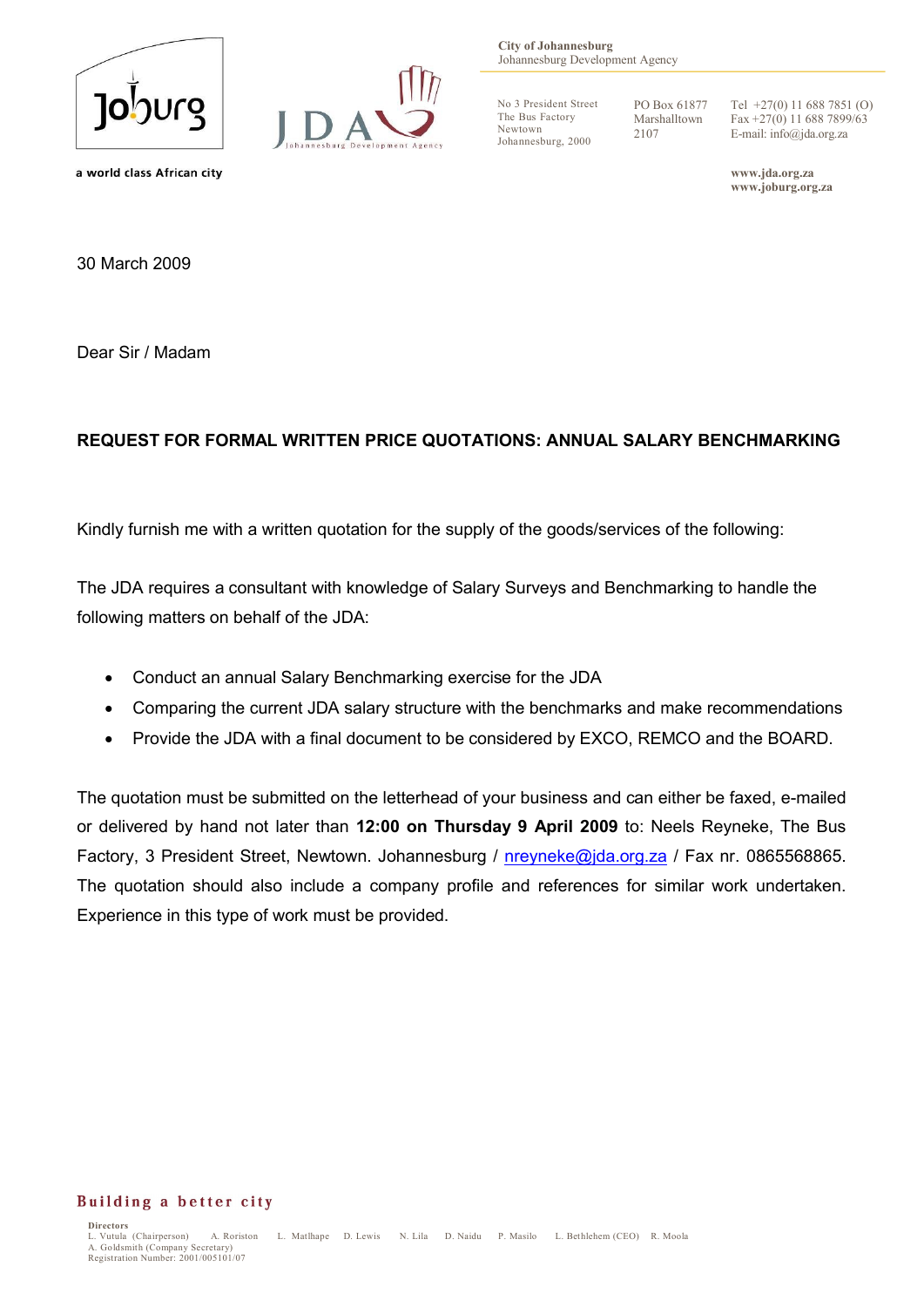City of Johannesburg
Johannesburg Development Agency

No 3 President Street
The Bus Factory
Newtown
Johannesburg, 2000

PO Box 61877
Marshalltown
2107

Tel +27(0) 11 688 7851 (O)
Fax +27(0) 11 688 7899/63
E-mail: info@jda.org.za

www.jda.org.za
www.joburg.org.za

a world class African city

30 March 2009

Dear Sir / Madam

**REQUEST FOR FORMAL WRITTEN PRICE QUOTATIONS: ANNUAL SALARY BENCHMARKING**

Kindly furnish me with a written quotation for the supply of the goods/services of the following:

The JDA requires a consultant with knowledge of Salary Surveys and Benchmarking to handle the following matters on behalf of the JDA:

- Conduct an annual Salary Benchmarking exercise for the JDA
- Comparing the current JDA salary structure with the benchmarks and make recommendations
- Provide the JDA with a final document to be considered by EXCO, REMCO and the BOARD.

The quotation must be submitted on the letterhead of your business and can either be faxed, e-mailed or delivered by hand not later than **12:00 on Thursday 9 April 2009** to: Neels Reyneke, The Bus Factory, 3 President Street, Newtown. Johannesburg / nreyneke@jda.org.za / Fax nr. 0865568865. The quotation should also include a company profile and references for similar work undertaken. Experience in this type of work must be provided.

Building a better city

Directors
L. Vutula (Chairperson) A. Roriston L. Matlhape D. Lewis N. Lila D. Naidu P. Masilo L. Bethlehem (CEO) R. Moola
A. Goldsmith (Company Secretary)
Registration Number: 2001/005101/07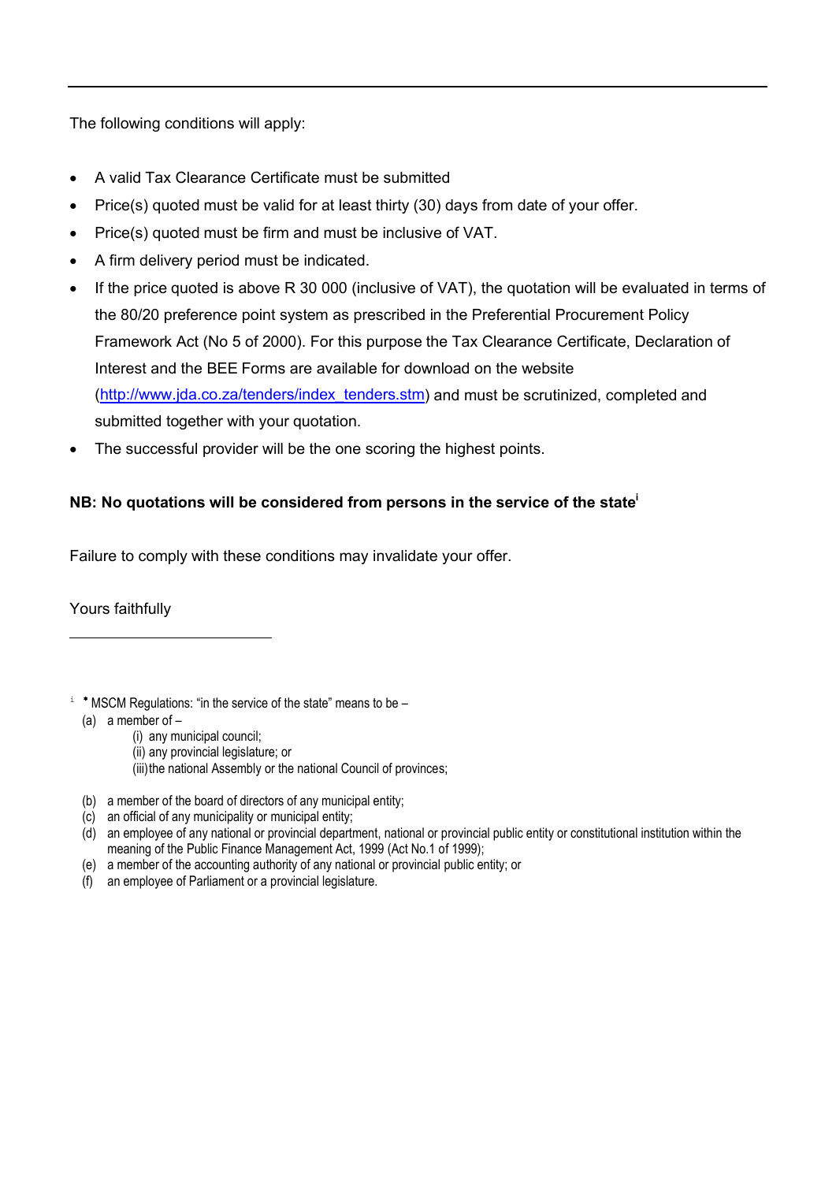The following conditions will apply:

- A valid Tax Clearance Certificate must be submitted
- Price(s) quoted must be valid for at least thirty (30) days from date of your offer.
- Price(s) quoted must be firm and must be inclusive of VAT.
- A firm delivery period must be indicated.
- If the price quoted is above R 30 000 (inclusive of VAT), the quotation will be evaluated in terms of the 80/20 preference point system as prescribed in the Preferential Procurement Policy Framework Act (No 5 of 2000). For this purpose the Tax Clearance Certificate, Declaration of Interest and the BEE Forms are available for download on the website ([http://www.jda.co.za/tenders/index_tenders.stm](http://www.jda.co.za/tenders/index_tenders.stm)) and must be scrutinized, completed and submitted together with your quotation.
- The successful provider will be the one scoring the highest points.

**NB: No quotations will be considered from persons in the service of the state**[i]

Failure to comply with these conditions may invalidate your offer.

Yours faithfully

\_\_\_\_\_\_\_\_\_\_\_\_\_\_\_\_\_\_\_\_\_\_\_\_

[i] * MSCM Regulations: "in the service of the state" means to be –

(a) a member of –
  (i) any municipal council;
  (ii) any provincial legislature; or
  (iii) the national Assembly or the national Council of provinces;

(b) a member of the board of directors of any municipal entity;
(c) an official of any municipality or municipal entity;
(d) an employee of any national or provincial department, national or provincial public entity or constitutional institution within the meaning of the Public Finance Management Act, 1999 (Act No.1 of 1999);
(e) a member of the accounting authority of any national or provincial public entity; or
(f) an employee of Parliament or a provincial legislature.